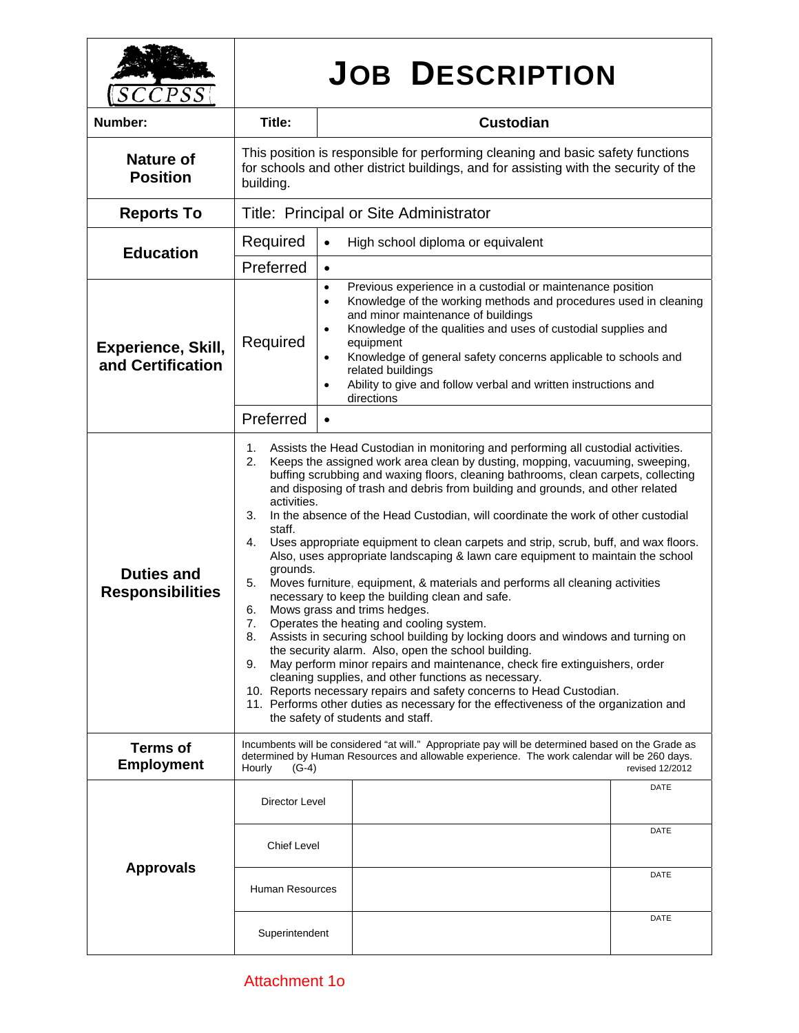# JOB DESCRIPTION

SCCPSS

| | | |
|---|---|---|
| **Number:** | **Title:** | **Custodian** |
| **Nature of Position** | This position is responsible for performing cleaning and basic safety functions for schools and other district buildings, and for assisting with the security of the building. | |
| **Reports To** | Title: Principal or Site Administrator | |
| **Education** | Required | • High school diploma or equivalent |
| | Preferred | • |
| **Experience, Skill, and Certification** | Required | • Previous experience in a custodial or maintenance position<br>• Knowledge of the working methods and procedures used in cleaning and minor maintenance of buildings<br>• Knowledge of the qualities and uses of custodial supplies and equipment<br>• Knowledge of general safety concerns applicable to schools and related buildings<br>• Ability to give and follow verbal and written instructions and directions |
| | Preferred | • |
| **Duties and Responsibilities** | 1. Assists the Head Custodian in monitoring and performing all custodial activities.<br>2. Keeps the assigned work area clean by dusting, mopping, vacuuming, sweeping, buffing scrubbing and waxing floors, cleaning bathrooms, clean carpets, collecting and disposing of trash and debris from building and grounds, and other related activities.<br>3. In the absence of the Head Custodian, will coordinate the work of other custodial staff.<br>4. Uses appropriate equipment to clean carpets and strip, scrub, buff, and wax floors. Also, uses appropriate landscaping & lawn care equipment to maintain the school grounds.<br>5. Moves furniture, equipment, & materials and performs all cleaning activities necessary to keep the building clean and safe.<br>6. Mows grass and trims hedges.<br>7. Operates the heating and cooling system.<br>8. Assists in securing school building by locking doors and windows and turning on the security alarm. Also, open the school building.<br>9. May perform minor repairs and maintenance, check fire extinguishers, order cleaning supplies, and other functions as necessary.<br>10. Reports necessary repairs and safety concerns to Head Custodian.<br>11. Performs other duties as necessary for the effectiveness of the organization and the safety of students and staff. | |
| **Terms of Employment** | Incumbents will be considered "at will." Appropriate pay will be determined based on the Grade as determined by Human Resources and allowable experience. The work calendar will be 260 days.<br>Hourly (G-4) revised 12/2012 | |

| | | | |
|---|---|---|---|
| **Approvals** | Director Level | | DATE |
| | Chief Level | | DATE |
| | Human Resources | | DATE |
| | Superintendent | | DATE |

Attachment 1o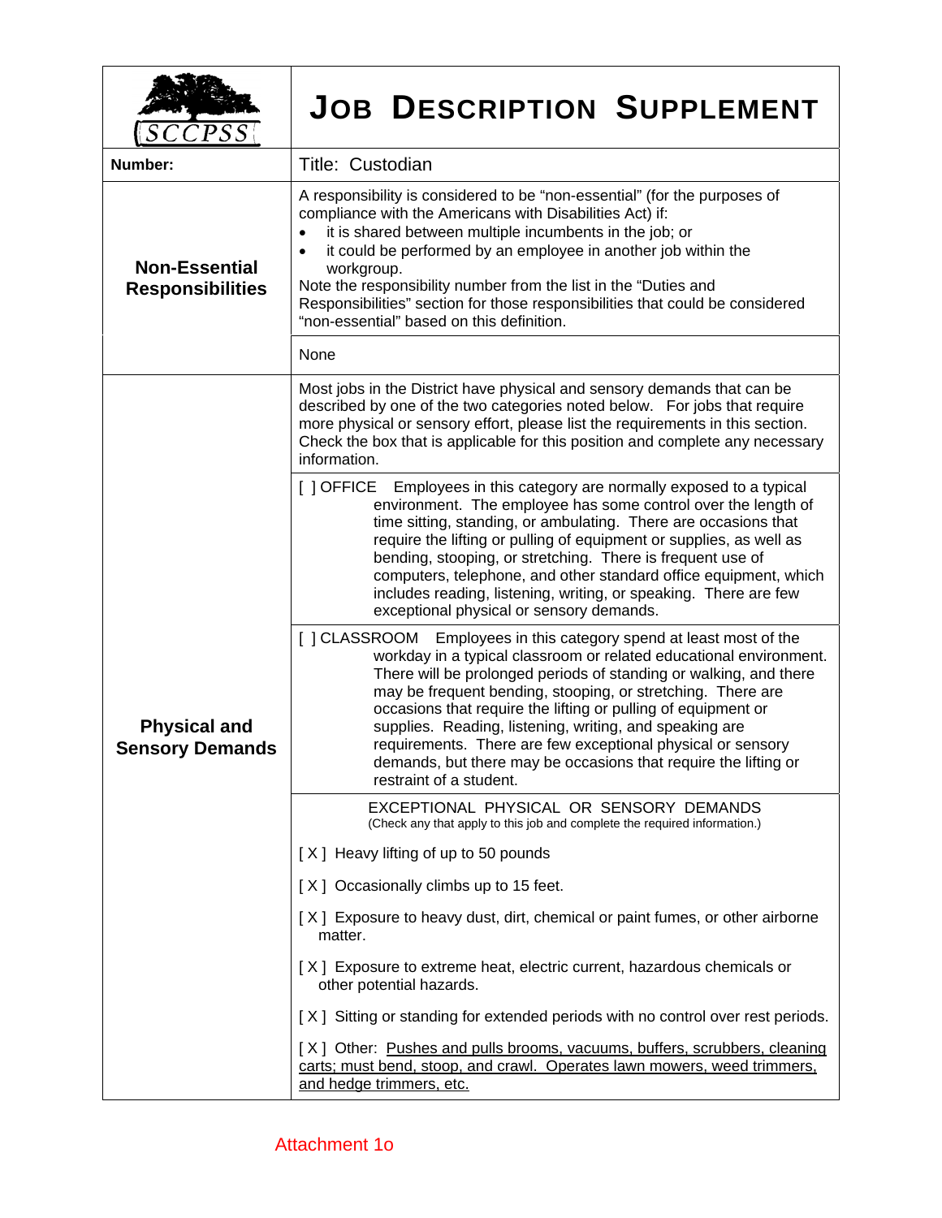# JOB DESCRIPTION SUPPLEMENT

| | |
|---|---|
| **Number:** | Title: Custodian |
| **Non-Essential Responsibilities** | A responsibility is considered to be "non-essential" (for the purposes of compliance with the Americans with Disabilities Act) if:<br>• it is shared between multiple incumbents in the job; or<br>• it could be performed by an employee in another job within the workgroup.<br>Note the responsibility number from the list in the "Duties and Responsibilities" section for those responsibilities that could be considered "non-essential" based on this definition. |
| | None |
| **Physical and Sensory Demands** | Most jobs in the District have physical and sensory demands that can be described by one of the two categories noted below. For jobs that require more physical or sensory effort, please list the requirements in this section. Check the box that is applicable for this position and complete any necessary information. |
| | [ ] OFFICE Employees in this category are normally exposed to a typical environment. The employee has some control over the length of time sitting, standing, or ambulating. There are occasions that require the lifting or pulling of equipment or supplies, as well as bending, stooping, or stretching. There is frequent use of computers, telephone, and other standard office equipment, which includes reading, listening, writing, or speaking. There are few exceptional physical or sensory demands. |
| | [ ] CLASSROOM Employees in this category spend at least most of the workday in a typical classroom or related educational environment. There will be prolonged periods of standing or walking, and there may be frequent bending, stooping, or stretching. There are occasions that require the lifting or pulling of equipment or supplies. Reading, listening, writing, and speaking are requirements. There are few exceptional physical or sensory demands, but there may be occasions that require the lifting or restraint of a student. |
| | EXCEPTIONAL PHYSICAL OR SENSORY DEMANDS<br>(Check any that apply to this job and complete the required information.)<br><br>[ X ] Heavy lifting of up to 50 pounds<br><br>[ X ] Occasionally climbs up to 15 feet.<br><br>[ X ] Exposure to heavy dust, dirt, chemical or paint fumes, or other airborne matter.<br><br>[ X ] Exposure to extreme heat, electric current, hazardous chemicals or other potential hazards.<br><br>[ X ] Sitting or standing for extended periods with no control over rest periods.<br><br>[ X ] Other: Pushes and pulls brooms, vacuums, buffers, scrubbers, cleaning carts; must bend, stoop, and crawl. Operates lawn mowers, weed trimmers, and hedge trimmers, etc. |

Attachment 1o